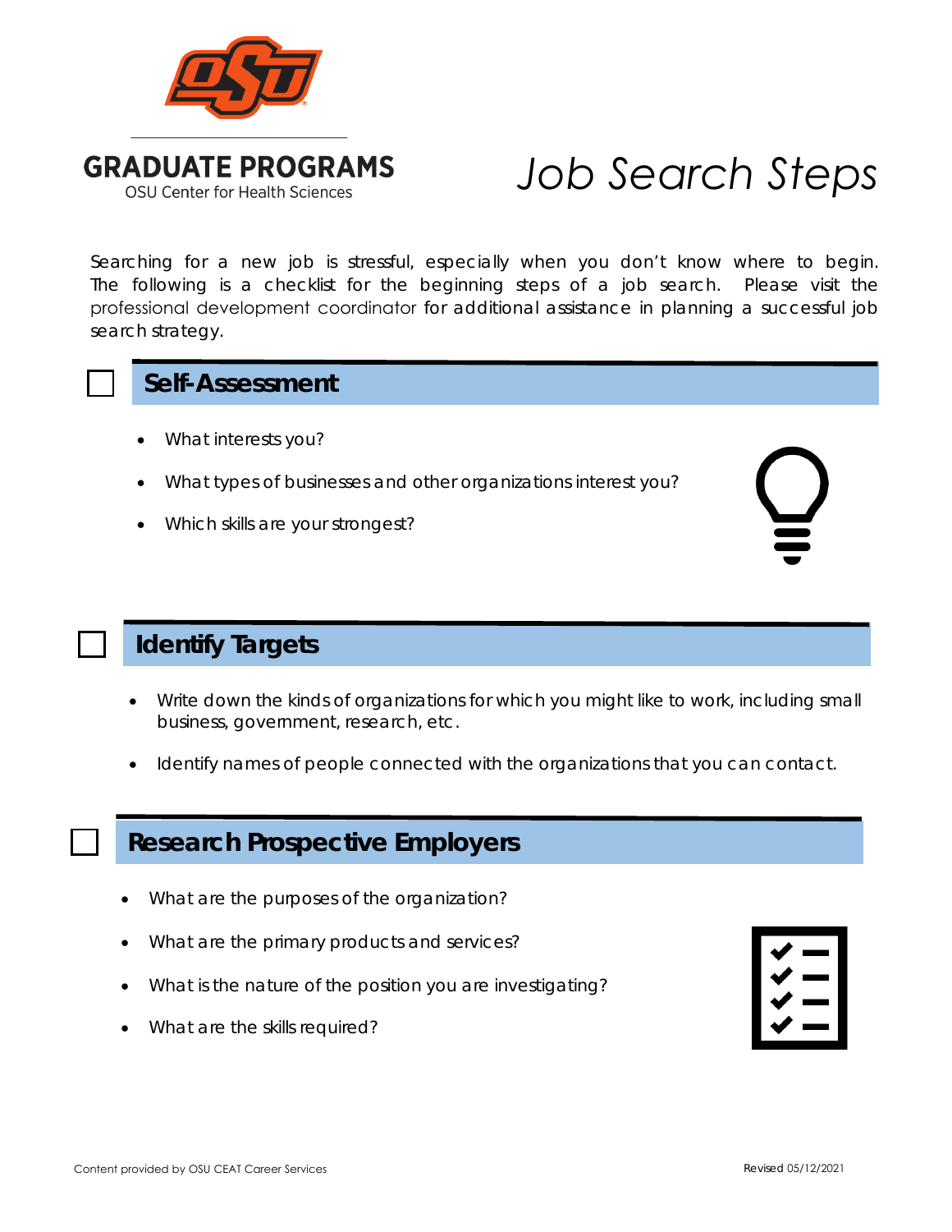GRADUATE PROGRAMS

OSU Center for Health Sciences

# *Job Search Steps*

Searching for a new job is stressful, especially when you don't know where to begin. The following is a checklist for the beginning steps of a job search. Please visit the professional development coordinator for additional assistance in planning a successful job search strategy.

## ☐ Self-Assessment

- What interests you?
- What types of businesses and other organizations interest you?
- Which skills are your strongest?

## ☐ Identify Targets

- Write down the kinds of organizations for which you might like to work, including small business, government, research, etc.
- Identify names of people connected with the organizations that you can contact.

## ☐ Research Prospective Employers

- What are the purposes of the organization?
- What are the primary products and services?
- What is the nature of the position you are investigating?
- What are the skills required?

Content provided by OSU CEAT Career Services

Revised 05/12/2021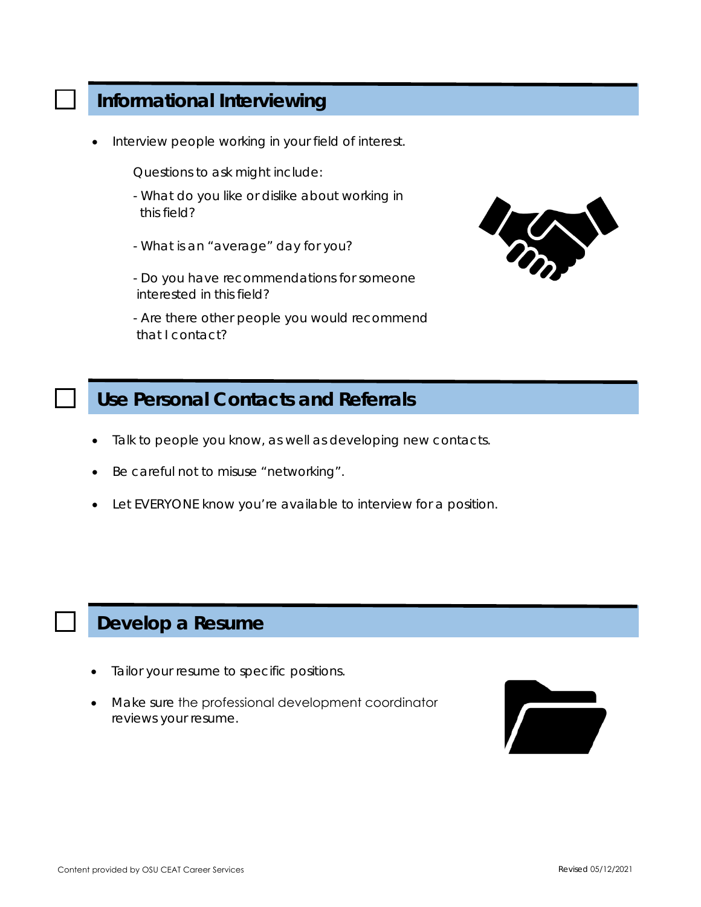## Informational Interviewing

- Interview people working in your field of interest.

  Questions to ask might include:

  - What do you like or dislike about working in this field?
  - What is an "average" day for you?
  - Do you have recommendations for someone interested in this field?
  - Are there other people you would recommend that I contact?

## Use Personal Contacts and Referrals

- Talk to people you know, as well as developing new contacts.
- Be careful not to misuse "networking".
- Let EVERYONE know you're available to interview for a position.

## Develop a Resume

- Tailor your resume to specific positions.
- Make sure the professional development coordinator reviews your resume.

Content provided by OSU CEAT Career Services

Revised 05/12/2021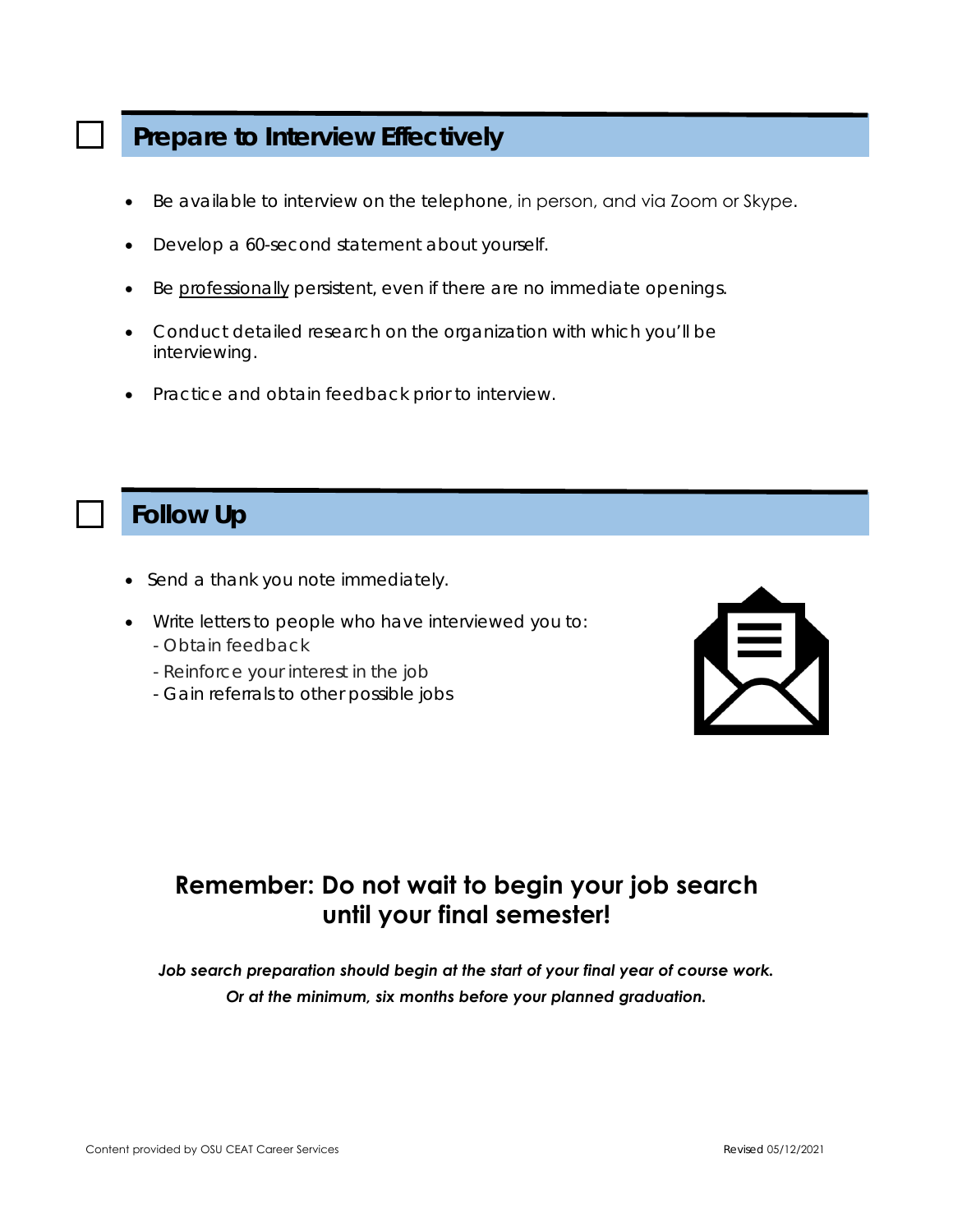## Prepare to Interview Effectively

- Be available to interview on the telephone, in person, and via Zoom or Skype.
- Develop a 60-second statement about yourself.
- Be professionally persistent, even if there are no immediate openings.
- Conduct detailed research on the organization with which you'll be interviewing.
- Practice and obtain feedback prior to interview.

## Follow Up

- Send a thank you note immediately.
- Write letters to people who have interviewed you to:
  - Obtain feedback
  - Reinforce your interest in the job
  - Gain referrals to other possible jobs

**Remember: Do not wait to begin your job search until your final semester!**

***Job search preparation should begin at the start of your final year of course work. Or at the minimum, six months before your planned graduation.***

Content provided by OSU CEAT Career Services

Revised 05/12/2021